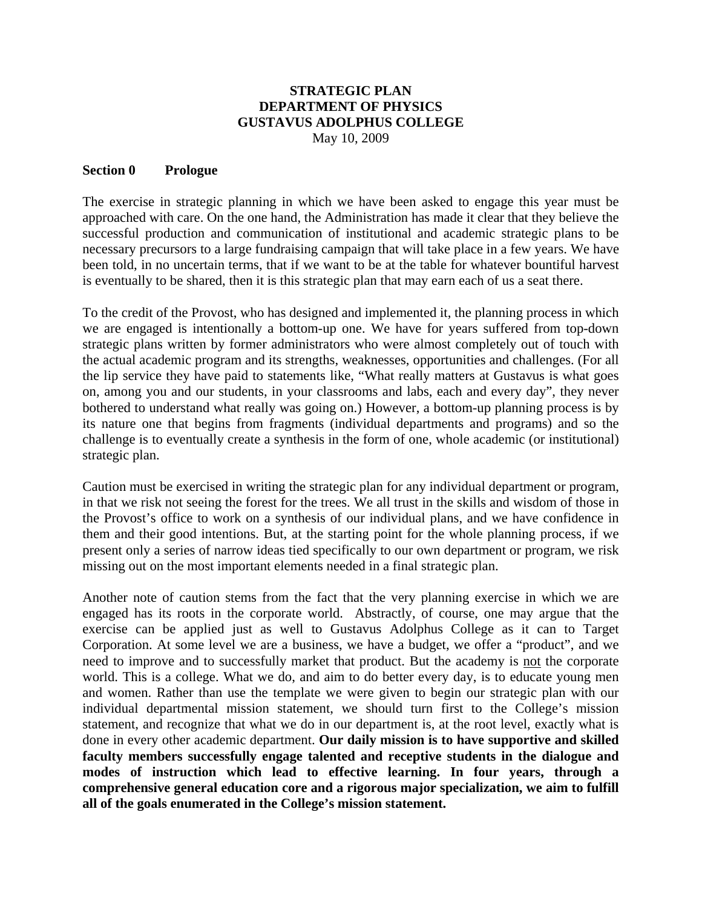# STRATEGIC PLAN
# DEPARTMENT OF PHYSICS
# GUSTAVUS ADOLPHUS COLLEGE

May 10, 2009

## Section 0 Prologue

The exercise in strategic planning in which we have been asked to engage this year must be approached with care. On the one hand, the Administration has made it clear that they believe the successful production and communication of institutional and academic strategic plans to be necessary precursors to a large fundraising campaign that will take place in a few years. We have been told, in no uncertain terms, that if we want to be at the table for whatever bountiful harvest is eventually to be shared, then it is this strategic plan that may earn each of us a seat there.

To the credit of the Provost, who has designed and implemented it, the planning process in which we are engaged is intentionally a bottom-up one. We have for years suffered from top-down strategic plans written by former administrators who were almost completely out of touch with the actual academic program and its strengths, weaknesses, opportunities and challenges. (For all the lip service they have paid to statements like, "What really matters at Gustavus is what goes on, among you and our students, in your classrooms and labs, each and every day", they never bothered to understand what really was going on.) However, a bottom-up planning process is by its nature one that begins from fragments (individual departments and programs) and so the challenge is to eventually create a synthesis in the form of one, whole academic (or institutional) strategic plan.

Caution must be exercised in writing the strategic plan for any individual department or program, in that we risk not seeing the forest for the trees. We all trust in the skills and wisdom of those in the Provost's office to work on a synthesis of our individual plans, and we have confidence in them and their good intentions. But, at the starting point for the whole planning process, if we present only a series of narrow ideas tied specifically to our own department or program, we risk missing out on the most important elements needed in a final strategic plan.

Another note of caution stems from the fact that the very planning exercise in which we are engaged has its roots in the corporate world. Abstractly, of course, one may argue that the exercise can be applied just as well to Gustavus Adolphus College as it can to Target Corporation. At some level we are a business, we have a budget, we offer a "product", and we need to improve and to successfully market that product. But the academy is <u>not</u> the corporate world. This is a college. What we do, and aim to do better every day, is to educate young men and women. Rather than use the template we were given to begin our strategic plan with our individual departmental mission statement, we should turn first to the College's mission statement, and recognize that what we do in our department is, at the root level, exactly what is done in every other academic department. **Our daily mission is to have supportive and skilled faculty members successfully engage talented and receptive students in the dialogue and modes of instruction which lead to effective learning. In four years, through a comprehensive general education core and a rigorous major specialization, we aim to fulfill all of the goals enumerated in the College's mission statement.**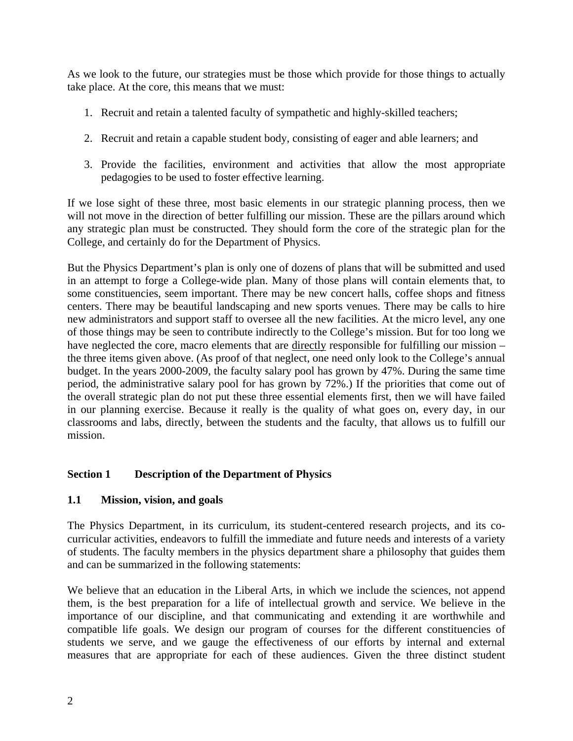As we look to the future, our strategies must be those which provide for those things to actually take place. At the core, this means that we must:

1. Recruit and retain a talented faculty of sympathetic and highly-skilled teachers;

2. Recruit and retain a capable student body, consisting of eager and able learners; and

3. Provide the facilities, environment and activities that allow the most appropriate pedagogies to be used to foster effective learning.

If we lose sight of these three, most basic elements in our strategic planning process, then we will not move in the direction of better fulfilling our mission. These are the pillars around which any strategic plan must be constructed. They should form the core of the strategic plan for the College, and certainly do for the Department of Physics.

But the Physics Department's plan is only one of dozens of plans that will be submitted and used in an attempt to forge a College-wide plan. Many of those plans will contain elements that, to some constituencies, seem important. There may be new concert halls, coffee shops and fitness centers. There may be beautiful landscaping and new sports venues. There may be calls to hire new administrators and support staff to oversee all the new facilities. At the micro level, any one of those things may be seen to contribute indirectly to the College's mission. But for too long we have neglected the core, macro elements that are <u>directly</u> responsible for fulfilling our mission – the three items given above. (As proof of that neglect, one need only look to the College's annual budget. In the years 2000-2009, the faculty salary pool has grown by 47%. During the same time period, the administrative salary pool for has grown by 72%.) If the priorities that come out of the overall strategic plan do not put these three essential elements first, then we will have failed in our planning exercise. Because it really is the quality of what goes on, every day, in our classrooms and labs, directly, between the students and the faculty, that allows us to fulfill our mission.

## Section 1 Description of the Department of Physics

### 1.1 Mission, vision, and goals

The Physics Department, in its curriculum, its student-centered research projects, and its co-curricular activities, endeavors to fulfill the immediate and future needs and interests of a variety of students. The faculty members in the physics department share a philosophy that guides them and can be summarized in the following statements:

We believe that an education in the Liberal Arts, in which we include the sciences, not append them, is the best preparation for a life of intellectual growth and service. We believe in the importance of our discipline, and that communicating and extending it are worthwhile and compatible life goals. We design our program of courses for the different constituencies of students we serve, and we gauge the effectiveness of our efforts by internal and external measures that are appropriate for each of these audiences. Given the three distinct student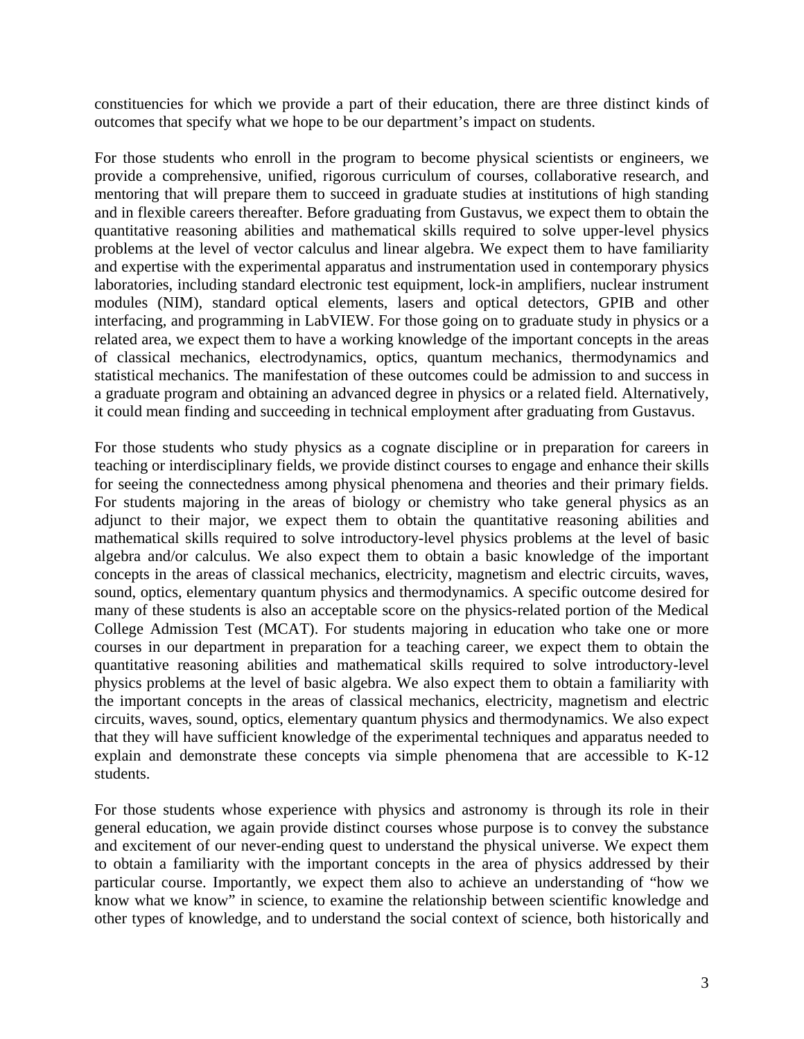constituencies for which we provide a part of their education, there are three distinct kinds of outcomes that specify what we hope to be our department's impact on students.

For those students who enroll in the program to become physical scientists or engineers, we provide a comprehensive, unified, rigorous curriculum of courses, collaborative research, and mentoring that will prepare them to succeed in graduate studies at institutions of high standing and in flexible careers thereafter. Before graduating from Gustavus, we expect them to obtain the quantitative reasoning abilities and mathematical skills required to solve upper-level physics problems at the level of vector calculus and linear algebra. We expect them to have familiarity and expertise with the experimental apparatus and instrumentation used in contemporary physics laboratories, including standard electronic test equipment, lock-in amplifiers, nuclear instrument modules (NIM), standard optical elements, lasers and optical detectors, GPIB and other interfacing, and programming in LabVIEW. For those going on to graduate study in physics or a related area, we expect them to have a working knowledge of the important concepts in the areas of classical mechanics, electrodynamics, optics, quantum mechanics, thermodynamics and statistical mechanics. The manifestation of these outcomes could be admission to and success in a graduate program and obtaining an advanced degree in physics or a related field. Alternatively, it could mean finding and succeeding in technical employment after graduating from Gustavus.

For those students who study physics as a cognate discipline or in preparation for careers in teaching or interdisciplinary fields, we provide distinct courses to engage and enhance their skills for seeing the connectedness among physical phenomena and theories and their primary fields. For students majoring in the areas of biology or chemistry who take general physics as an adjunct to their major, we expect them to obtain the quantitative reasoning abilities and mathematical skills required to solve introductory-level physics problems at the level of basic algebra and/or calculus. We also expect them to obtain a basic knowledge of the important concepts in the areas of classical mechanics, electricity, magnetism and electric circuits, waves, sound, optics, elementary quantum physics and thermodynamics. A specific outcome desired for many of these students is also an acceptable score on the physics-related portion of the Medical College Admission Test (MCAT). For students majoring in education who take one or more courses in our department in preparation for a teaching career, we expect them to obtain the quantitative reasoning abilities and mathematical skills required to solve introductory-level physics problems at the level of basic algebra. We also expect them to obtain a familiarity with the important concepts in the areas of classical mechanics, electricity, magnetism and electric circuits, waves, sound, optics, elementary quantum physics and thermodynamics. We also expect that they will have sufficient knowledge of the experimental techniques and apparatus needed to explain and demonstrate these concepts via simple phenomena that are accessible to K-12 students.

For those students whose experience with physics and astronomy is through its role in their general education, we again provide distinct courses whose purpose is to convey the substance and excitement of our never-ending quest to understand the physical universe. We expect them to obtain a familiarity with the important concepts in the area of physics addressed by their particular course. Importantly, we expect them also to achieve an understanding of "how we know what we know" in science, to examine the relationship between scientific knowledge and other types of knowledge, and to understand the social context of science, both historically and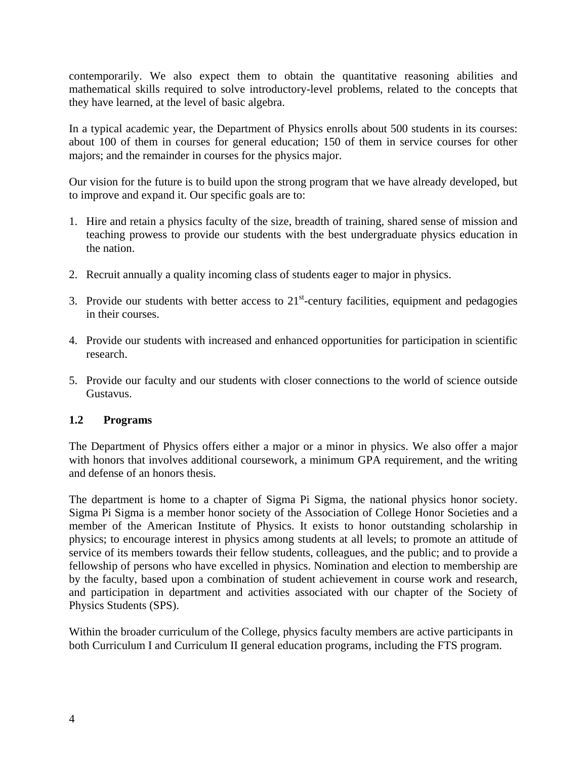contemporarily. We also expect them to obtain the quantitative reasoning abilities and mathematical skills required to solve introductory-level problems, related to the concepts that they have learned, at the level of basic algebra.

In a typical academic year, the Department of Physics enrolls about 500 students in its courses: about 100 of them in courses for general education; 150 of them in service courses for other majors; and the remainder in courses for the physics major.

Our vision for the future is to build upon the strong program that we have already developed, but to improve and expand it. Our specific goals are to:

1. Hire and retain a physics faculty of the size, breadth of training, shared sense of mission and teaching prowess to provide our students with the best undergraduate physics education in the nation.

2. Recruit annually a quality incoming class of students eager to major in physics.

3. Provide our students with better access to 21st-century facilities, equipment and pedagogies in their courses.

4. Provide our students with increased and enhanced opportunities for participation in scientific research.

5. Provide our faculty and our students with closer connections to the world of science outside Gustavus.

### 1.2 Programs

The Department of Physics offers either a major or a minor in physics. We also offer a major with honors that involves additional coursework, a minimum GPA requirement, and the writing and defense of an honors thesis.

The department is home to a chapter of Sigma Pi Sigma, the national physics honor society. Sigma Pi Sigma is a member honor society of the Association of College Honor Societies and a member of the American Institute of Physics. It exists to honor outstanding scholarship in physics; to encourage interest in physics among students at all levels; to promote an attitude of service of its members towards their fellow students, colleagues, and the public; and to provide a fellowship of persons who have excelled in physics. Nomination and election to membership are by the faculty, based upon a combination of student achievement in course work and research, and participation in department and activities associated with our chapter of the Society of Physics Students (SPS).

Within the broader curriculum of the College, physics faculty members are active participants in both Curriculum I and Curriculum II general education programs, including the FTS program.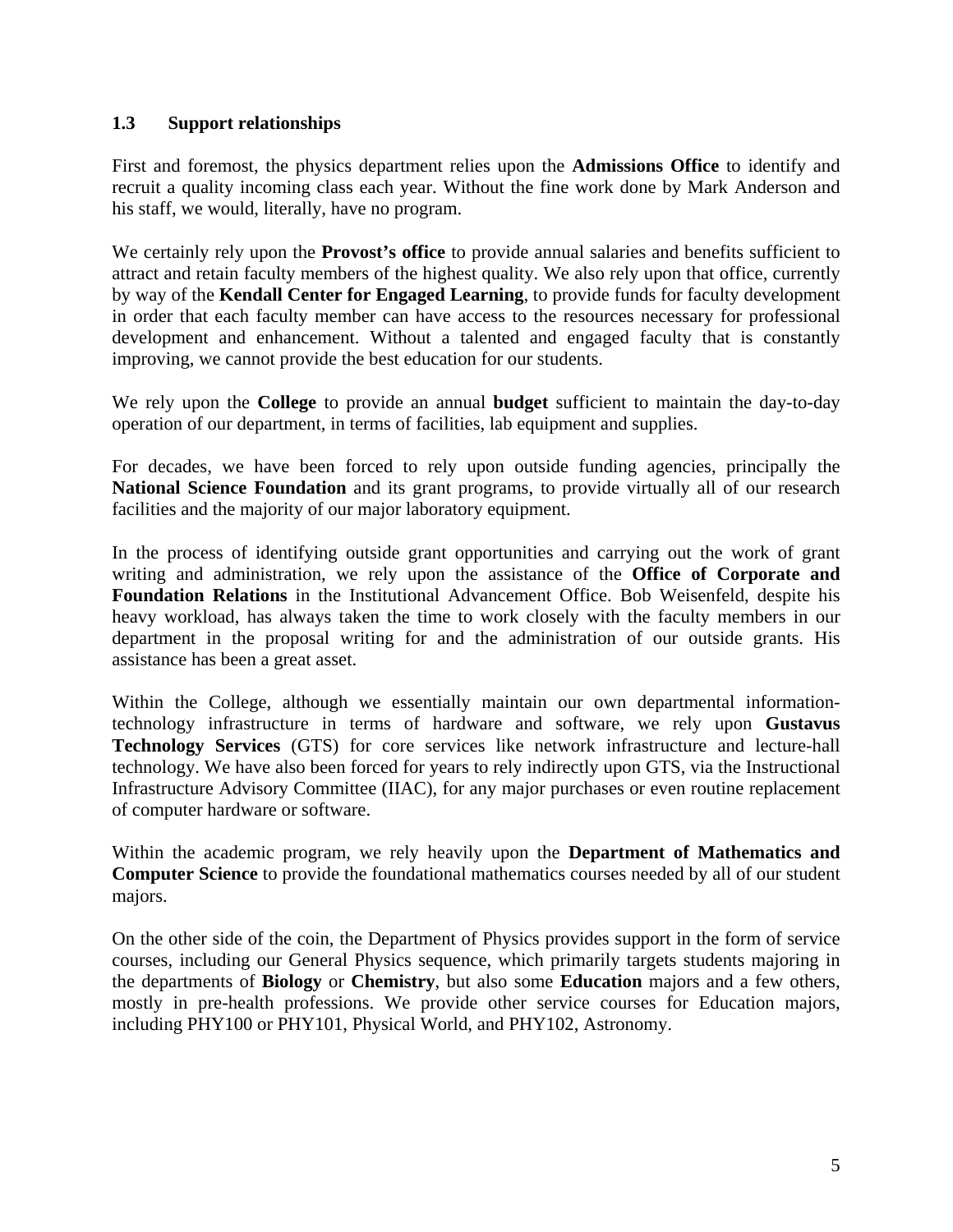### 1.3 Support relationships

First and foremost, the physics department relies upon the **Admissions Office** to identify and recruit a quality incoming class each year. Without the fine work done by Mark Anderson and his staff, we would, literally, have no program.

We certainly rely upon the **Provost's office** to provide annual salaries and benefits sufficient to attract and retain faculty members of the highest quality. We also rely upon that office, currently by way of the **Kendall Center for Engaged Learning**, to provide funds for faculty development in order that each faculty member can have access to the resources necessary for professional development and enhancement. Without a talented and engaged faculty that is constantly improving, we cannot provide the best education for our students.

We rely upon the **College** to provide an annual **budget** sufficient to maintain the day-to-day operation of our department, in terms of facilities, lab equipment and supplies.

For decades, we have been forced to rely upon outside funding agencies, principally the **National Science Foundation** and its grant programs, to provide virtually all of our research facilities and the majority of our major laboratory equipment.

In the process of identifying outside grant opportunities and carrying out the work of grant writing and administration, we rely upon the assistance of the **Office of Corporate and Foundation Relations** in the Institutional Advancement Office. Bob Weisenfeld, despite his heavy workload, has always taken the time to work closely with the faculty members in our department in the proposal writing for and the administration of our outside grants. His assistance has been a great asset.

Within the College, although we essentially maintain our own departmental information-technology infrastructure in terms of hardware and software, we rely upon **Gustavus Technology Services** (GTS) for core services like network infrastructure and lecture-hall technology. We have also been forced for years to rely indirectly upon GTS, via the Instructional Infrastructure Advisory Committee (IIAC), for any major purchases or even routine replacement of computer hardware or software.

Within the academic program, we rely heavily upon the **Department of Mathematics and Computer Science** to provide the foundational mathematics courses needed by all of our student majors.

On the other side of the coin, the Department of Physics provides support in the form of service courses, including our General Physics sequence, which primarily targets students majoring in the departments of **Biology** or **Chemistry**, but also some **Education** majors and a few others, mostly in pre-health professions. We provide other service courses for Education majors, including PHY100 or PHY101, Physical World, and PHY102, Astronomy.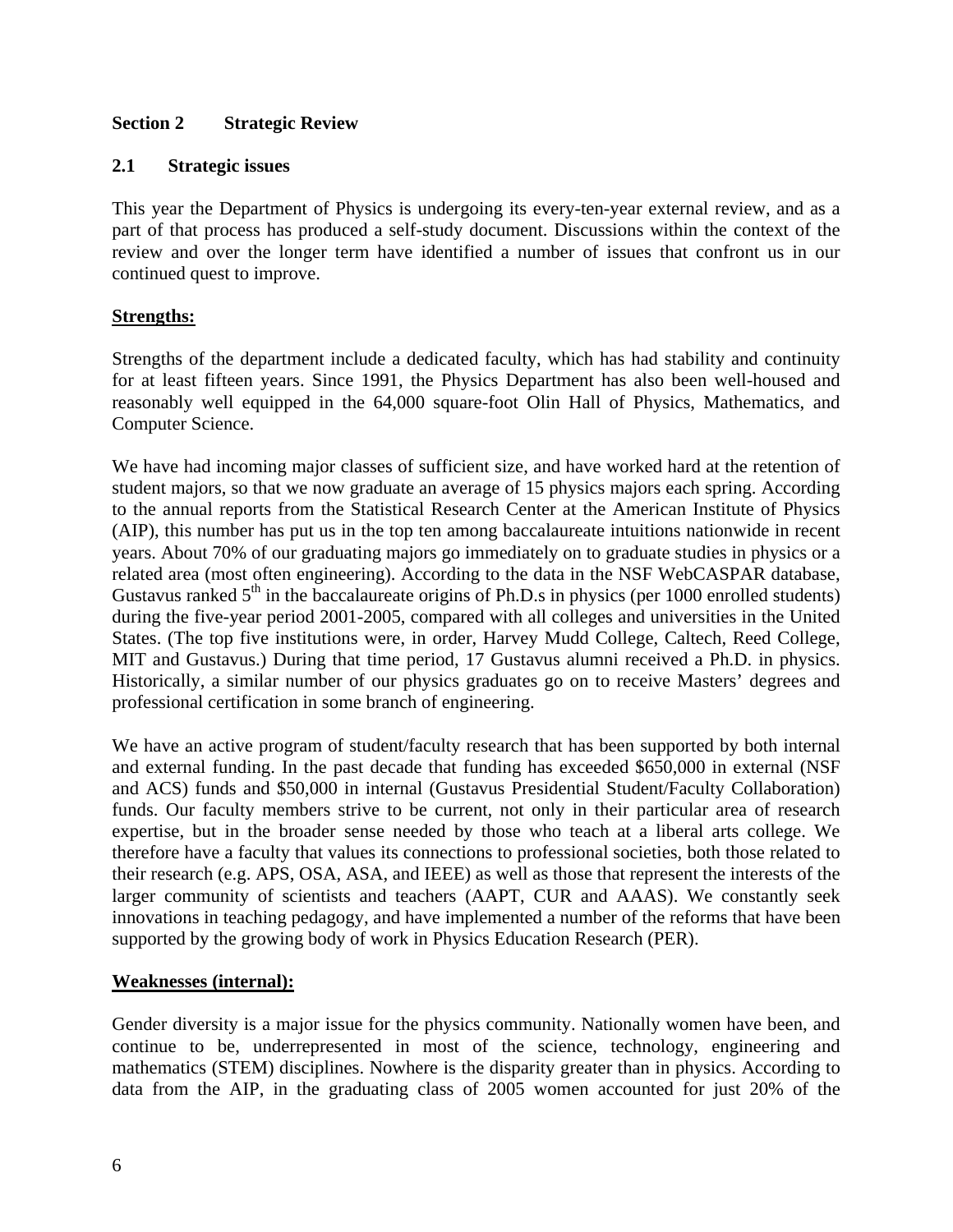## Section 2 Strategic Review

### 2.1 Strategic issues

This year the Department of Physics is undergoing its every-ten-year external review, and as a part of that process has produced a self-study document. Discussions within the context of the review and over the longer term have identified a number of issues that confront us in our continued quest to improve.

**Strengths:**

Strengths of the department include a dedicated faculty, which has had stability and continuity for at least fifteen years. Since 1991, the Physics Department has also been well-housed and reasonably well equipped in the 64,000 square-foot Olin Hall of Physics, Mathematics, and Computer Science.

We have had incoming major classes of sufficient size, and have worked hard at the retention of student majors, so that we now graduate an average of 15 physics majors each spring. According to the annual reports from the Statistical Research Center at the American Institute of Physics (AIP), this number has put us in the top ten among baccalaureate intuitions nationwide in recent years. About 70% of our graduating majors go immediately on to graduate studies in physics or a related area (most often engineering). According to the data in the NSF WebCASPAR database, Gustavus ranked 5th in the baccalaureate origins of Ph.D.s in physics (per 1000 enrolled students) during the five-year period 2001-2005, compared with all colleges and universities in the United States. (The top five institutions were, in order, Harvey Mudd College, Caltech, Reed College, MIT and Gustavus.) During that time period, 17 Gustavus alumni received a Ph.D. in physics. Historically, a similar number of our physics graduates go on to receive Masters' degrees and professional certification in some branch of engineering.

We have an active program of student/faculty research that has been supported by both internal and external funding. In the past decade that funding has exceeded $650,000 in external (NSF and ACS) funds and $50,000 in internal (Gustavus Presidential Student/Faculty Collaboration) funds. Our faculty members strive to be current, not only in their particular area of research expertise, but in the broader sense needed by those who teach at a liberal arts college. We therefore have a faculty that values its connections to professional societies, both those related to their research (e.g. APS, OSA, ASA, and IEEE) as well as those that represent the interests of the larger community of scientists and teachers (AAPT, CUR and AAAS). We constantly seek innovations in teaching pedagogy, and have implemented a number of the reforms that have been supported by the growing body of work in Physics Education Research (PER).

**Weaknesses (internal):**

Gender diversity is a major issue for the physics community. Nationally women have been, and continue to be, underrepresented in most of the science, technology, engineering and mathematics (STEM) disciplines. Nowhere is the disparity greater than in physics. According to data from the AIP, in the graduating class of 2005 women accounted for just 20% of the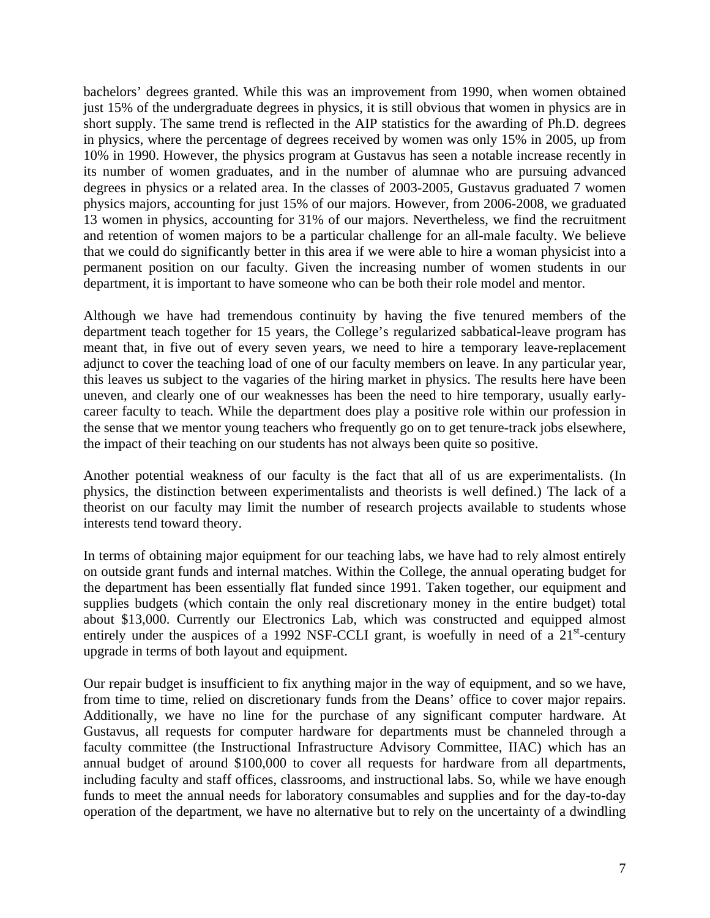bachelors' degrees granted. While this was an improvement from 1990, when women obtained just 15% of the undergraduate degrees in physics, it is still obvious that women in physics are in short supply. The same trend is reflected in the AIP statistics for the awarding of Ph.D. degrees in physics, where the percentage of degrees received by women was only 15% in 2005, up from 10% in 1990. However, the physics program at Gustavus has seen a notable increase recently in its number of women graduates, and in the number of alumnae who are pursuing advanced degrees in physics or a related area. In the classes of 2003-2005, Gustavus graduated 7 women physics majors, accounting for just 15% of our majors. However, from 2006-2008, we graduated 13 women in physics, accounting for 31% of our majors. Nevertheless, we find the recruitment and retention of women majors to be a particular challenge for an all-male faculty. We believe that we could do significantly better in this area if we were able to hire a woman physicist into a permanent position on our faculty. Given the increasing number of women students in our department, it is important to have someone who can be both their role model and mentor.

Although we have had tremendous continuity by having the five tenured members of the department teach together for 15 years, the College's regularized sabbatical-leave program has meant that, in five out of every seven years, we need to hire a temporary leave-replacement adjunct to cover the teaching load of one of our faculty members on leave. In any particular year, this leaves us subject to the vagaries of the hiring market in physics. The results here have been uneven, and clearly one of our weaknesses has been the need to hire temporary, usually early-career faculty to teach. While the department does play a positive role within our profession in the sense that we mentor young teachers who frequently go on to get tenure-track jobs elsewhere, the impact of their teaching on our students has not always been quite so positive.

Another potential weakness of our faculty is the fact that all of us are experimentalists. (In physics, the distinction between experimentalists and theorists is well defined.) The lack of a theorist on our faculty may limit the number of research projects available to students whose interests tend toward theory.

In terms of obtaining major equipment for our teaching labs, we have had to rely almost entirely on outside grant funds and internal matches. Within the College, the annual operating budget for the department has been essentially flat funded since 1991. Taken together, our equipment and supplies budgets (which contain the only real discretionary money in the entire budget) total about $13,000. Currently our Electronics Lab, which was constructed and equipped almost entirely under the auspices of a 1992 NSF-CCLI grant, is woefully in need of a 21st-century upgrade in terms of both layout and equipment.

Our repair budget is insufficient to fix anything major in the way of equipment, and so we have, from time to time, relied on discretionary funds from the Deans' office to cover major repairs. Additionally, we have no line for the purchase of any significant computer hardware. At Gustavus, all requests for computer hardware for departments must be channeled through a faculty committee (the Instructional Infrastructure Advisory Committee, IIAC) which has an annual budget of around $100,000 to cover all requests for hardware from all departments, including faculty and staff offices, classrooms, and instructional labs. So, while we have enough funds to meet the annual needs for laboratory consumables and supplies and for the day-to-day operation of the department, we have no alternative but to rely on the uncertainty of a dwindling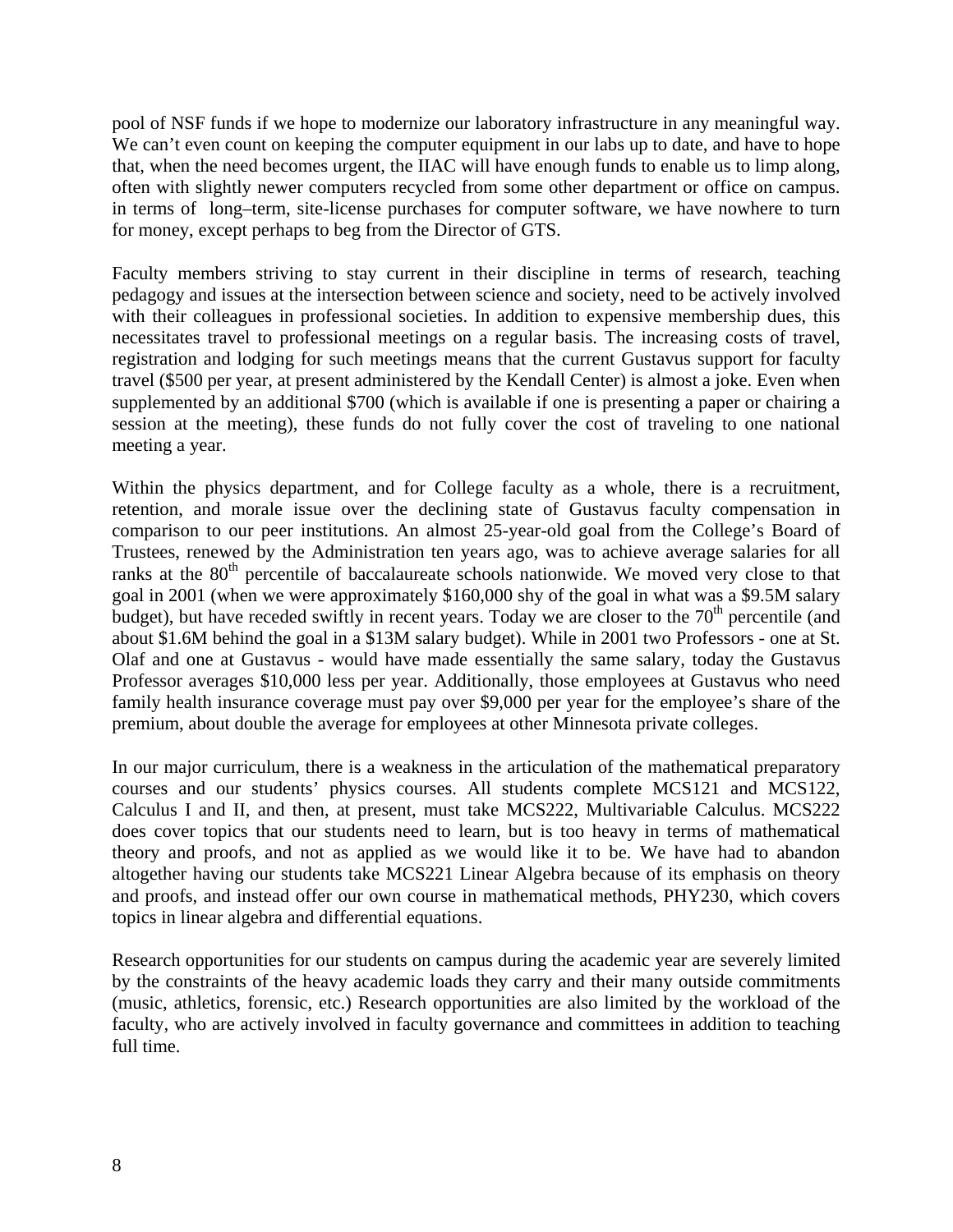pool of NSF funds if we hope to modernize our laboratory infrastructure in any meaningful way. We can't even count on keeping the computer equipment in our labs up to date, and have to hope that, when the need becomes urgent, the IIAC will have enough funds to enable us to limp along, often with slightly newer computers recycled from some other department or office on campus. in terms of long–term, site-license purchases for computer software, we have nowhere to turn for money, except perhaps to beg from the Director of GTS.

Faculty members striving to stay current in their discipline in terms of research, teaching pedagogy and issues at the intersection between science and society, need to be actively involved with their colleagues in professional societies. In addition to expensive membership dues, this necessitates travel to professional meetings on a regular basis. The increasing costs of travel, registration and lodging for such meetings means that the current Gustavus support for faculty travel ($500 per year, at present administered by the Kendall Center) is almost a joke. Even when supplemented by an additional $700 (which is available if one is presenting a paper or chairing a session at the meeting), these funds do not fully cover the cost of traveling to one national meeting a year.

Within the physics department, and for College faculty as a whole, there is a recruitment, retention, and morale issue over the declining state of Gustavus faculty compensation in comparison to our peer institutions. An almost 25-year-old goal from the College's Board of Trustees, renewed by the Administration ten years ago, was to achieve average salaries for all ranks at the $80^{th}$ percentile of baccalaureate schools nationwide. We moved very close to that goal in 2001 (when we were approximately $160,000 shy of the goal in what was a $9.5M salary budget), but have receded swiftly in recent years. Today we are closer to the $70^{th}$ percentile (and about $1.6M behind the goal in a $13M salary budget). While in 2001 two Professors - one at St. Olaf and one at Gustavus - would have made essentially the same salary, today the Gustavus Professor averages $10,000 less per year. Additionally, those employees at Gustavus who need family health insurance coverage must pay over $9,000 per year for the employee's share of the premium, about double the average for employees at other Minnesota private colleges.

In our major curriculum, there is a weakness in the articulation of the mathematical preparatory courses and our students' physics courses. All students complete MCS121 and MCS122, Calculus I and II, and then, at present, must take MCS222, Multivariable Calculus. MCS222 does cover topics that our students need to learn, but is too heavy in terms of mathematical theory and proofs, and not as applied as we would like it to be. We have had to abandon altogether having our students take MCS221 Linear Algebra because of its emphasis on theory and proofs, and instead offer our own course in mathematical methods, PHY230, which covers topics in linear algebra and differential equations.

Research opportunities for our students on campus during the academic year are severely limited by the constraints of the heavy academic loads they carry and their many outside commitments (music, athletics, forensic, etc.) Research opportunities are also limited by the workload of the faculty, who are actively involved in faculty governance and committees in addition to teaching full time.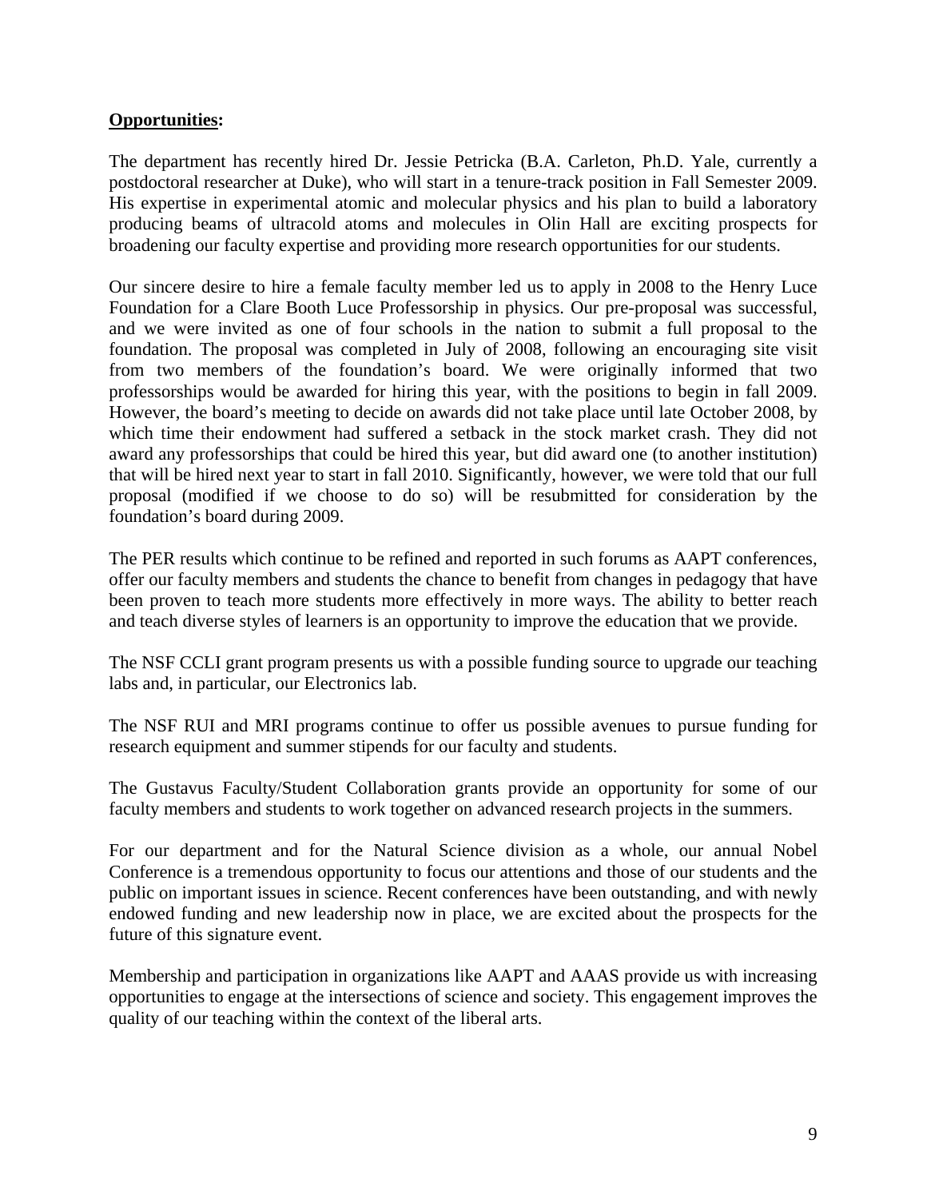**Opportunities:**

The department has recently hired Dr. Jessie Petricka (B.A. Carleton, Ph.D. Yale, currently a postdoctoral researcher at Duke), who will start in a tenure-track position in Fall Semester 2009. His expertise in experimental atomic and molecular physics and his plan to build a laboratory producing beams of ultracold atoms and molecules in Olin Hall are exciting prospects for broadening our faculty expertise and providing more research opportunities for our students.

Our sincere desire to hire a female faculty member led us to apply in 2008 to the Henry Luce Foundation for a Clare Booth Luce Professorship in physics. Our pre-proposal was successful, and we were invited as one of four schools in the nation to submit a full proposal to the foundation. The proposal was completed in July of 2008, following an encouraging site visit from two members of the foundation's board. We were originally informed that two professorships would be awarded for hiring this year, with the positions to begin in fall 2009. However, the board's meeting to decide on awards did not take place until late October 2008, by which time their endowment had suffered a setback in the stock market crash. They did not award any professorships that could be hired this year, but did award one (to another institution) that will be hired next year to start in fall 2010. Significantly, however, we were told that our full proposal (modified if we choose to do so) will be resubmitted for consideration by the foundation's board during 2009.

The PER results which continue to be refined and reported in such forums as AAPT conferences, offer our faculty members and students the chance to benefit from changes in pedagogy that have been proven to teach more students more effectively in more ways. The ability to better reach and teach diverse styles of learners is an opportunity to improve the education that we provide.

The NSF CCLI grant program presents us with a possible funding source to upgrade our teaching labs and, in particular, our Electronics lab.

The NSF RUI and MRI programs continue to offer us possible avenues to pursue funding for research equipment and summer stipends for our faculty and students.

The Gustavus Faculty/Student Collaboration grants provide an opportunity for some of our faculty members and students to work together on advanced research projects in the summers.

For our department and for the Natural Science division as a whole, our annual Nobel Conference is a tremendous opportunity to focus our attentions and those of our students and the public on important issues in science. Recent conferences have been outstanding, and with newly endowed funding and new leadership now in place, we are excited about the prospects for the future of this signature event.

Membership and participation in organizations like AAPT and AAAS provide us with increasing opportunities to engage at the intersections of science and society. This engagement improves the quality of our teaching within the context of the liberal arts.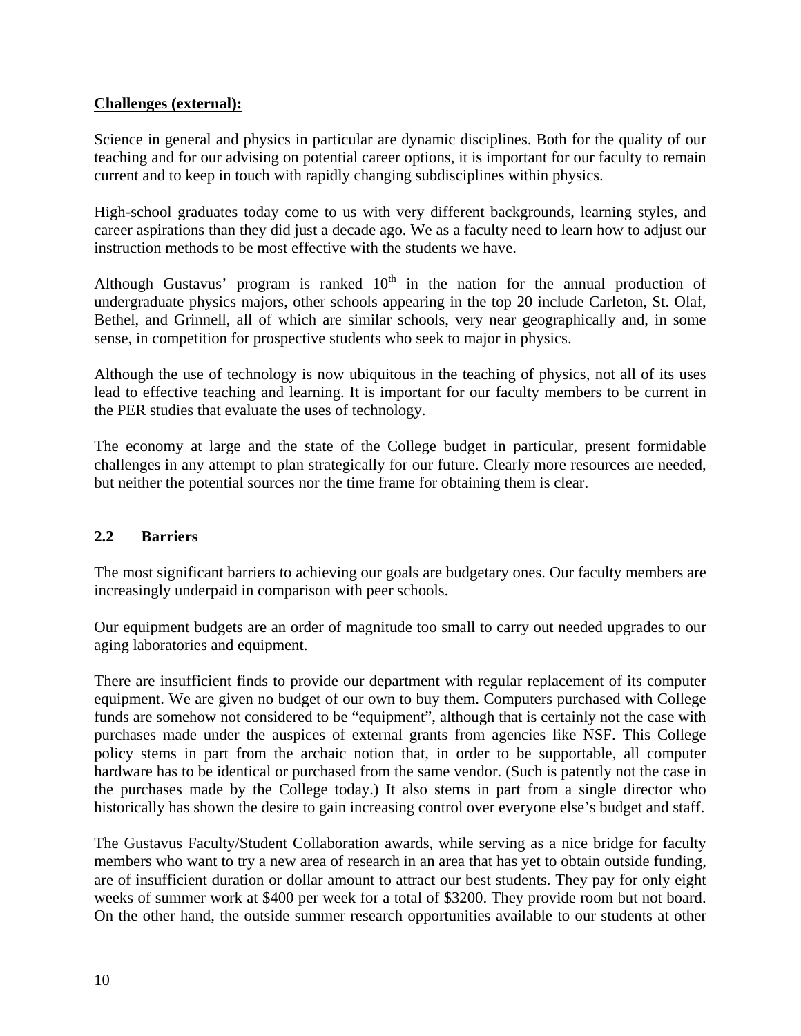**Challenges (external):**

Science in general and physics in particular are dynamic disciplines. Both for the quality of our teaching and for our advising on potential career options, it is important for our faculty to remain current and to keep in touch with rapidly changing subdisciplines within physics.

High-school graduates today come to us with very different backgrounds, learning styles, and career aspirations than they did just a decade ago. We as a faculty need to learn how to adjust our instruction methods to be most effective with the students we have.

Although Gustavus' program is ranked 10th in the nation for the annual production of undergraduate physics majors, other schools appearing in the top 20 include Carleton, St. Olaf, Bethel, and Grinnell, all of which are similar schools, very near geographically and, in some sense, in competition for prospective students who seek to major in physics.

Although the use of technology is now ubiquitous in the teaching of physics, not all of its uses lead to effective teaching and learning. It is important for our faculty members to be current in the PER studies that evaluate the uses of technology.

The economy at large and the state of the College budget in particular, present formidable challenges in any attempt to plan strategically for our future. Clearly more resources are needed, but neither the potential sources nor the time frame for obtaining them is clear.

## 2.2 Barriers

The most significant barriers to achieving our goals are budgetary ones. Our faculty members are increasingly underpaid in comparison with peer schools.

Our equipment budgets are an order of magnitude too small to carry out needed upgrades to our aging laboratories and equipment.

There are insufficient finds to provide our department with regular replacement of its computer equipment. We are given no budget of our own to buy them. Computers purchased with College funds are somehow not considered to be "equipment", although that is certainly not the case with purchases made under the auspices of external grants from agencies like NSF. This College policy stems in part from the archaic notion that, in order to be supportable, all computer hardware has to be identical or purchased from the same vendor. (Such is patently not the case in the purchases made by the College today.) It also stems in part from a single director who historically has shown the desire to gain increasing control over everyone else's budget and staff.

The Gustavus Faculty/Student Collaboration awards, while serving as a nice bridge for faculty members who want to try a new area of research in an area that has yet to obtain outside funding, are of insufficient duration or dollar amount to attract our best students. They pay for only eight weeks of summer work at $400 per week for a total of $3200. They provide room but not board. On the other hand, the outside summer research opportunities available to our students at other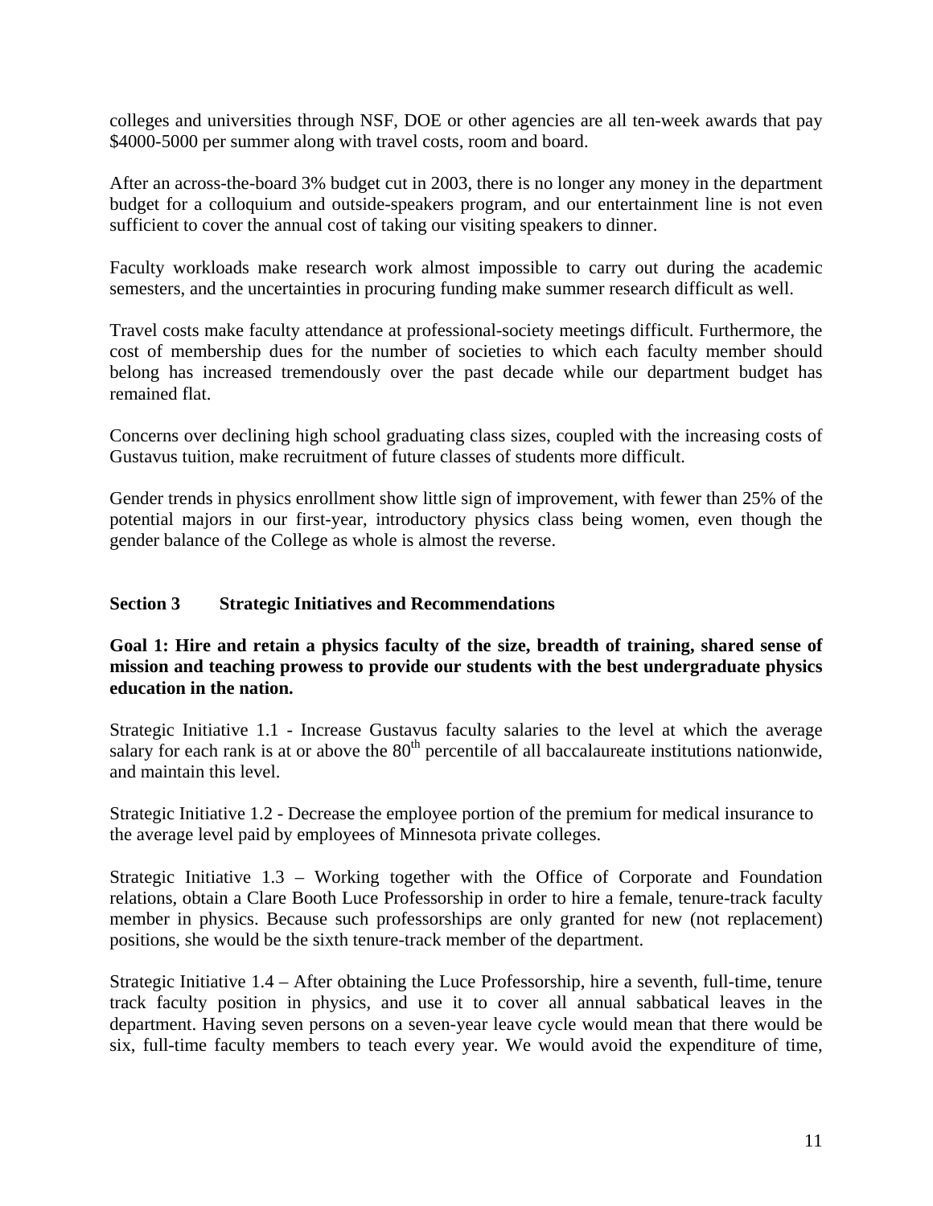colleges and universities through NSF, DOE or other agencies are all ten-week awards that pay \$4000-5000 per summer along with travel costs, room and board.

After an across-the-board 3% budget cut in 2003, there is no longer any money in the department budget for a colloquium and outside-speakers program, and our entertainment line is not even sufficient to cover the annual cost of taking our visiting speakers to dinner.

Faculty workloads make research work almost impossible to carry out during the academic semesters, and the uncertainties in procuring funding make summer research difficult as well.

Travel costs make faculty attendance at professional-society meetings difficult. Furthermore, the cost of membership dues for the number of societies to which each faculty member should belong has increased tremendously over the past decade while our department budget has remained flat.

Concerns over declining high school graduating class sizes, coupled with the increasing costs of Gustavus tuition, make recruitment of future classes of students more difficult.

Gender trends in physics enrollment show little sign of improvement, with fewer than 25% of the potential majors in our first-year, introductory physics class being women, even though the gender balance of the College as whole is almost the reverse.

## Section 3 Strategic Initiatives and Recommendations

**Goal 1: Hire and retain a physics faculty of the size, breadth of training, shared sense of mission and teaching prowess to provide our students with the best undergraduate physics education in the nation.**

Strategic Initiative 1.1 - Increase Gustavus faculty salaries to the level at which the average salary for each rank is at or above the 80th percentile of all baccalaureate institutions nationwide, and maintain this level.

Strategic Initiative 1.2 - Decrease the employee portion of the premium for medical insurance to the average level paid by employees of Minnesota private colleges.

Strategic Initiative 1.3 – Working together with the Office of Corporate and Foundation relations, obtain a Clare Booth Luce Professorship in order to hire a female, tenure-track faculty member in physics. Because such professorships are only granted for new (not replacement) positions, she would be the sixth tenure-track member of the department.

Strategic Initiative 1.4 – After obtaining the Luce Professorship, hire a seventh, full-time, tenure track faculty position in physics, and use it to cover all annual sabbatical leaves in the department. Having seven persons on a seven-year leave cycle would mean that there would be six, full-time faculty members to teach every year. We would avoid the expenditure of time,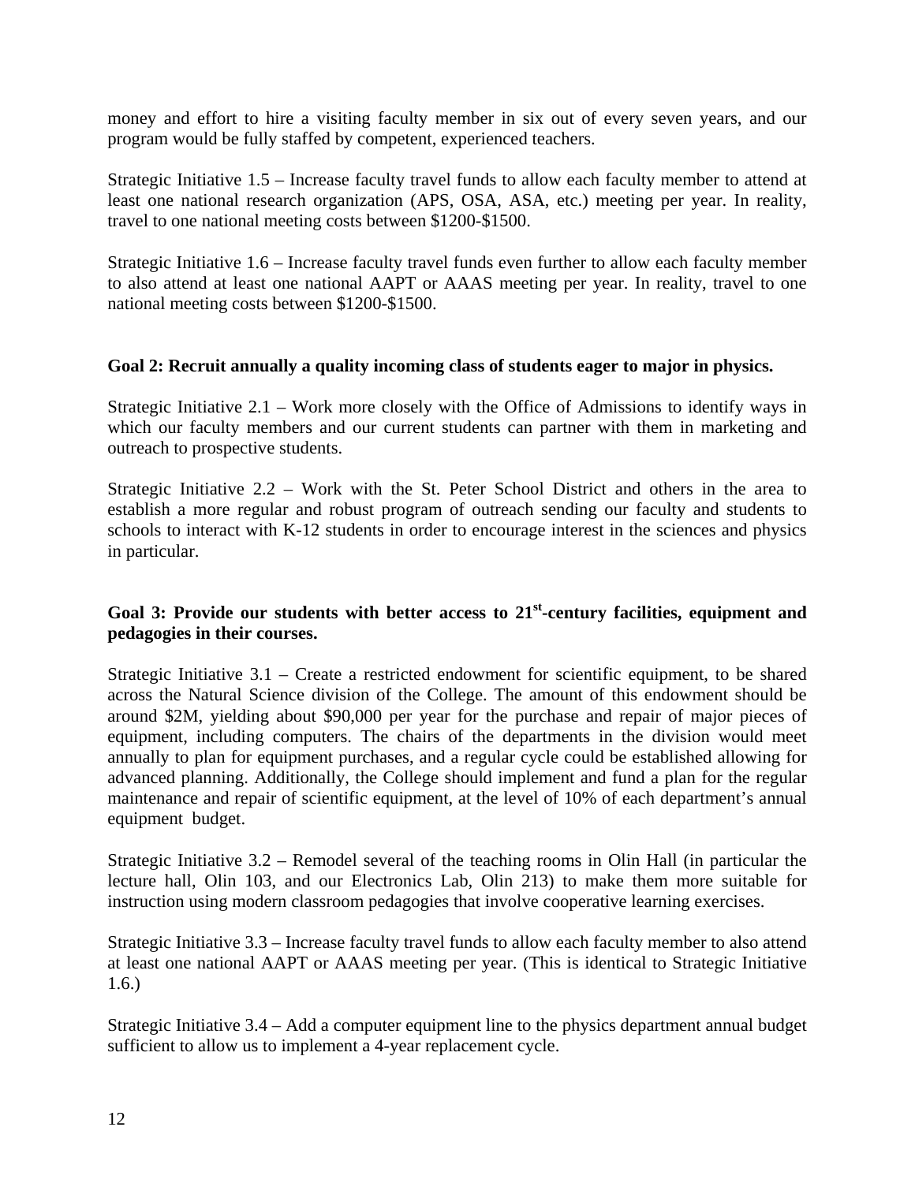money and effort to hire a visiting faculty member in six out of every seven years, and our program would be fully staffed by competent, experienced teachers.

Strategic Initiative 1.5 – Increase faculty travel funds to allow each faculty member to attend at least one national research organization (APS, OSA, ASA, etc.) meeting per year. In reality, travel to one national meeting costs between $1200-$1500.

Strategic Initiative 1.6 – Increase faculty travel funds even further to allow each faculty member to also attend at least one national AAPT or AAAS meeting per year. In reality, travel to one national meeting costs between $1200-$1500.

**Goal 2: Recruit annually a quality incoming class of students eager to major in physics.**

Strategic Initiative 2.1 – Work more closely with the Office of Admissions to identify ways in which our faculty members and our current students can partner with them in marketing and outreach to prospective students.

Strategic Initiative 2.2 – Work with the St. Peter School District and others in the area to establish a more regular and robust program of outreach sending our faculty and students to schools to interact with K-12 students in order to encourage interest in the sciences and physics in particular.

**Goal 3: Provide our students with better access to 21st-century facilities, equipment and pedagogies in their courses.**

Strategic Initiative 3.1 – Create a restricted endowment for scientific equipment, to be shared across the Natural Science division of the College. The amount of this endowment should be around $2M, yielding about $90,000 per year for the purchase and repair of major pieces of equipment, including computers. The chairs of the departments in the division would meet annually to plan for equipment purchases, and a regular cycle could be established allowing for advanced planning. Additionally, the College should implement and fund a plan for the regular maintenance and repair of scientific equipment, at the level of 10% of each department's annual equipment budget.

Strategic Initiative 3.2 – Remodel several of the teaching rooms in Olin Hall (in particular the lecture hall, Olin 103, and our Electronics Lab, Olin 213) to make them more suitable for instruction using modern classroom pedagogies that involve cooperative learning exercises.

Strategic Initiative 3.3 – Increase faculty travel funds to allow each faculty member to also attend at least one national AAPT or AAAS meeting per year. (This is identical to Strategic Initiative 1.6.)

Strategic Initiative 3.4 – Add a computer equipment line to the physics department annual budget sufficient to allow us to implement a 4-year replacement cycle.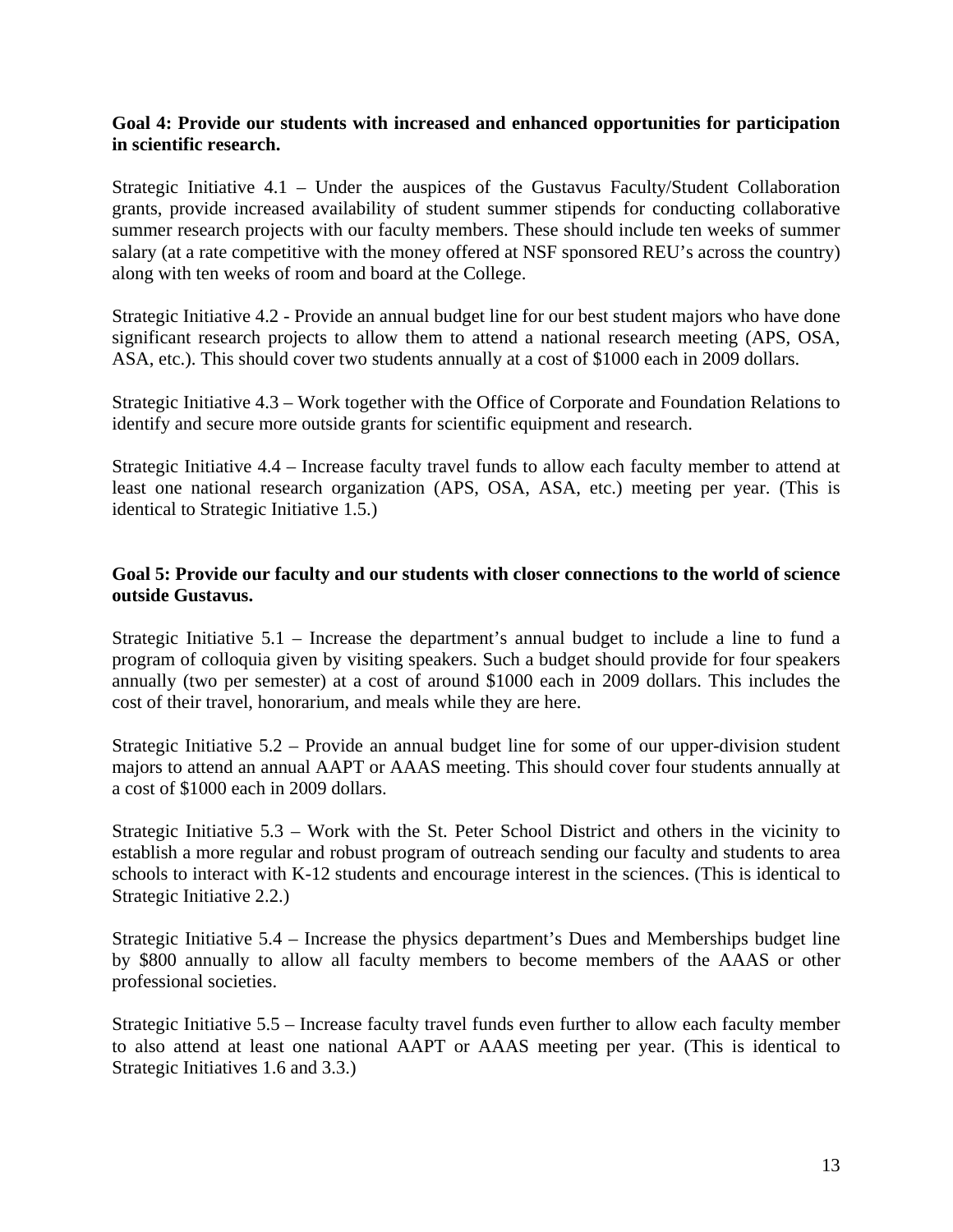**Goal 4: Provide our students with increased and enhanced opportunities for participation in scientific research.**

Strategic Initiative 4.1 – Under the auspices of the Gustavus Faculty/Student Collaboration grants, provide increased availability of student summer stipends for conducting collaborative summer research projects with our faculty members. These should include ten weeks of summer salary (at a rate competitive with the money offered at NSF sponsored REU's across the country) along with ten weeks of room and board at the College.

Strategic Initiative 4.2 - Provide an annual budget line for our best student majors who have done significant research projects to allow them to attend a national research meeting (APS, OSA, ASA, etc.). This should cover two students annually at a cost of $1000 each in 2009 dollars.

Strategic Initiative 4.3 – Work together with the Office of Corporate and Foundation Relations to identify and secure more outside grants for scientific equipment and research.

Strategic Initiative 4.4 – Increase faculty travel funds to allow each faculty member to attend at least one national research organization (APS, OSA, ASA, etc.) meeting per year. (This is identical to Strategic Initiative 1.5.)

**Goal 5: Provide our faculty and our students with closer connections to the world of science outside Gustavus.**

Strategic Initiative 5.1 – Increase the department's annual budget to include a line to fund a program of colloquia given by visiting speakers. Such a budget should provide for four speakers annually (two per semester) at a cost of around $1000 each in 2009 dollars. This includes the cost of their travel, honorarium, and meals while they are here.

Strategic Initiative 5.2 – Provide an annual budget line for some of our upper-division student majors to attend an annual AAPT or AAAS meeting. This should cover four students annually at a cost of $1000 each in 2009 dollars.

Strategic Initiative 5.3 – Work with the St. Peter School District and others in the vicinity to establish a more regular and robust program of outreach sending our faculty and students to area schools to interact with K-12 students and encourage interest in the sciences. (This is identical to Strategic Initiative 2.2.)

Strategic Initiative 5.4 – Increase the physics department's Dues and Memberships budget line by $800 annually to allow all faculty members to become members of the AAAS or other professional societies.

Strategic Initiative 5.5 – Increase faculty travel funds even further to allow each faculty member to also attend at least one national AAPT or AAAS meeting per year. (This is identical to Strategic Initiatives 1.6 and 3.3.)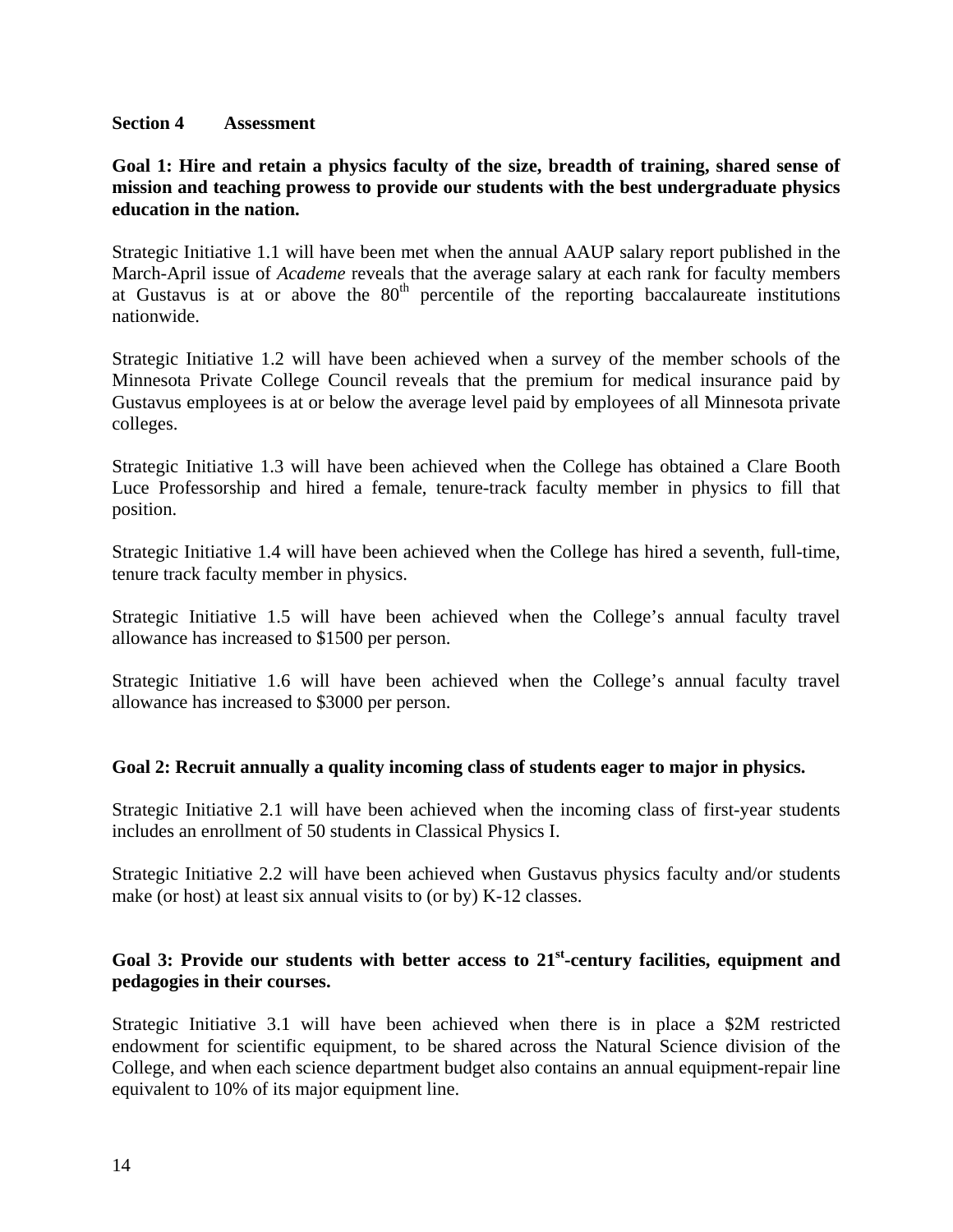## Section 4 Assessment

**Goal 1: Hire and retain a physics faculty of the size, breadth of training, shared sense of mission and teaching prowess to provide our students with the best undergraduate physics education in the nation.**

Strategic Initiative 1.1 will have been met when the annual AAUP salary report published in the March-April issue of *Academe* reveals that the average salary at each rank for faculty members at Gustavus is at or above the 80th percentile of the reporting baccalaureate institutions nationwide.

Strategic Initiative 1.2 will have been achieved when a survey of the member schools of the Minnesota Private College Council reveals that the premium for medical insurance paid by Gustavus employees is at or below the average level paid by employees of all Minnesota private colleges.

Strategic Initiative 1.3 will have been achieved when the College has obtained a Clare Booth Luce Professorship and hired a female, tenure-track faculty member in physics to fill that position.

Strategic Initiative 1.4 will have been achieved when the College has hired a seventh, full-time, tenure track faculty member in physics.

Strategic Initiative 1.5 will have been achieved when the College's annual faculty travel allowance has increased to $1500 per person.

Strategic Initiative 1.6 will have been achieved when the College's annual faculty travel allowance has increased to $3000 per person.

**Goal 2: Recruit annually a quality incoming class of students eager to major in physics.**

Strategic Initiative 2.1 will have been achieved when the incoming class of first-year students includes an enrollment of 50 students in Classical Physics I.

Strategic Initiative 2.2 will have been achieved when Gustavus physics faculty and/or students make (or host) at least six annual visits to (or by) K-12 classes.

**Goal 3: Provide our students with better access to 21st-century facilities, equipment and pedagogies in their courses.**

Strategic Initiative 3.1 will have been achieved when there is in place a $2M restricted endowment for scientific equipment, to be shared across the Natural Science division of the College, and when each science department budget also contains an annual equipment-repair line equivalent to 10% of its major equipment line.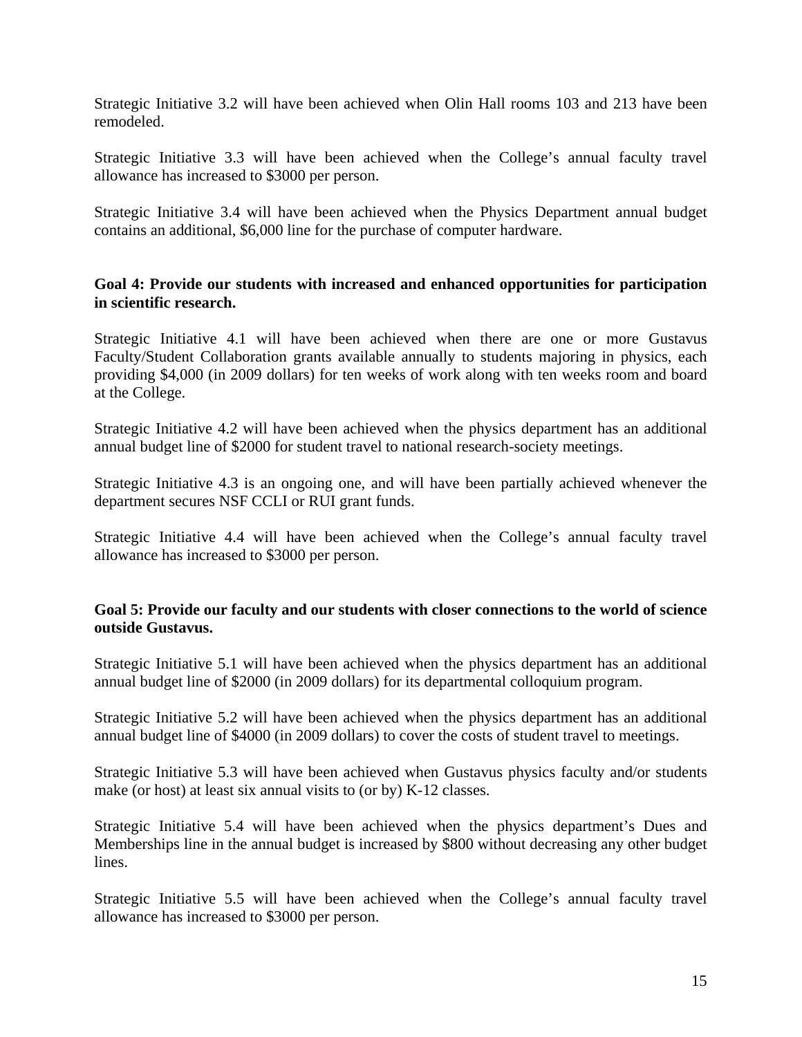Strategic Initiative 3.2 will have been achieved when Olin Hall rooms 103 and 213 have been remodeled.

Strategic Initiative 3.3 will have been achieved when the College's annual faculty travel allowance has increased to $3000 per person.

Strategic Initiative 3.4 will have been achieved when the Physics Department annual budget contains an additional, $6,000 line for the purchase of computer hardware.

**Goal 4: Provide our students with increased and enhanced opportunities for participation in scientific research.**

Strategic Initiative 4.1 will have been achieved when there are one or more Gustavus Faculty/Student Collaboration grants available annually to students majoring in physics, each providing $4,000 (in 2009 dollars) for ten weeks of work along with ten weeks room and board at the College.

Strategic Initiative 4.2 will have been achieved when the physics department has an additional annual budget line of $2000 for student travel to national research-society meetings.

Strategic Initiative 4.3 is an ongoing one, and will have been partially achieved whenever the department secures NSF CCLI or RUI grant funds.

Strategic Initiative 4.4 will have been achieved when the College's annual faculty travel allowance has increased to $3000 per person.

**Goal 5: Provide our faculty and our students with closer connections to the world of science outside Gustavus.**

Strategic Initiative 5.1 will have been achieved when the physics department has an additional annual budget line of $2000 (in 2009 dollars) for its departmental colloquium program.

Strategic Initiative 5.2 will have been achieved when the physics department has an additional annual budget line of $4000 (in 2009 dollars) to cover the costs of student travel to meetings.

Strategic Initiative 5.3 will have been achieved when Gustavus physics faculty and/or students make (or host) at least six annual visits to (or by) K-12 classes.

Strategic Initiative 5.4 will have been achieved when the physics department's Dues and Memberships line in the annual budget is increased by $800 without decreasing any other budget lines.

Strategic Initiative 5.5 will have been achieved when the College's annual faculty travel allowance has increased to $3000 per person.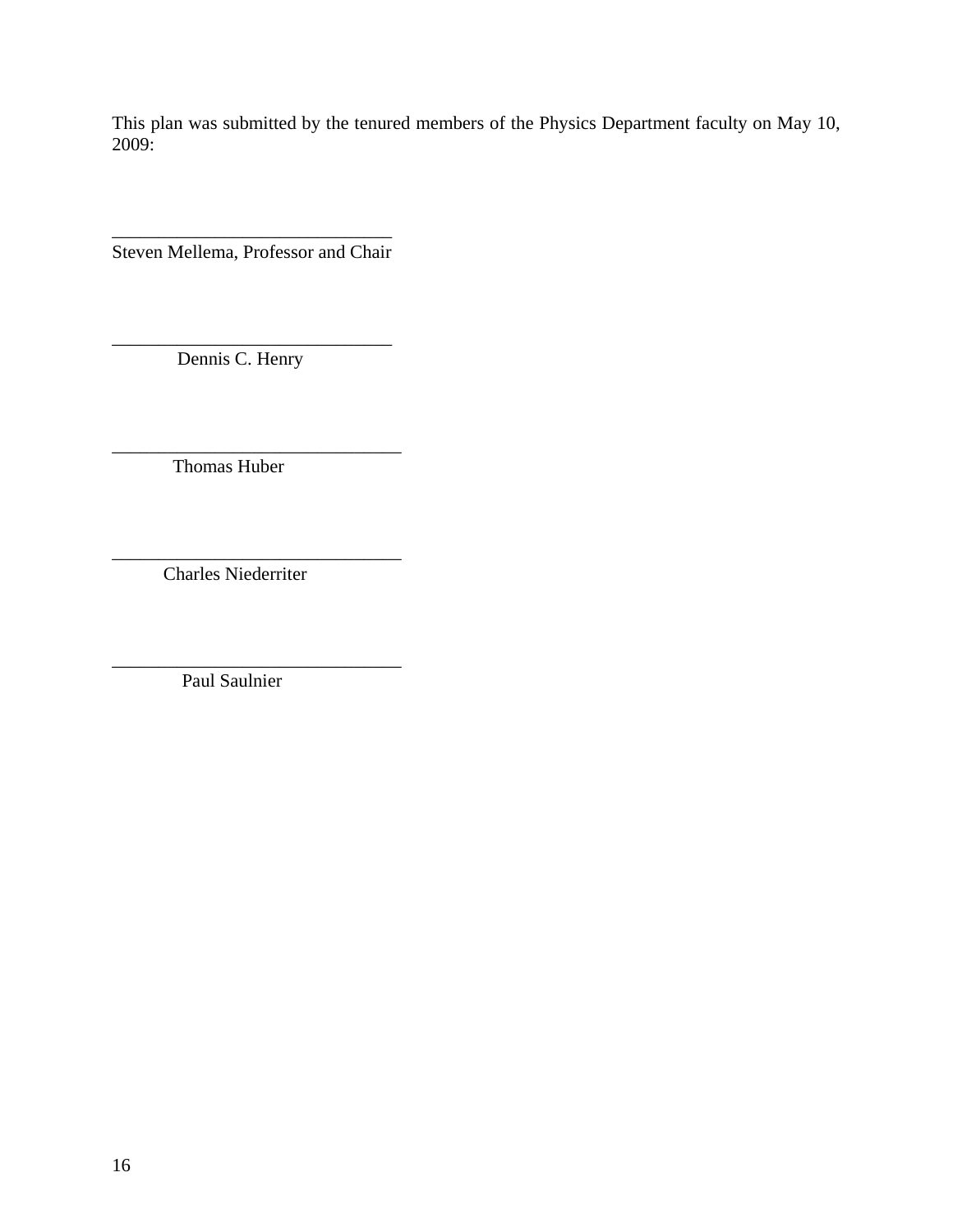This plan was submitted by the tenured members of the Physics Department faculty on May 10, 2009:

______________________________
Steven Mellema, Professor and Chair

______________________________
Dennis C. Henry

______________________________
Thomas Huber

______________________________
Charles Niederriter

______________________________
Paul Saulnier